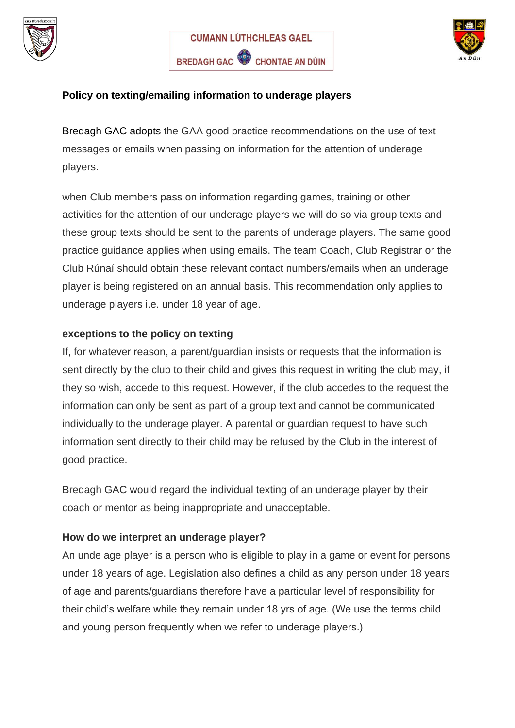CUMANN LÚTHCHLEAS GAEL

BREDAGH GAC CHONTAE AN DÚIN

**Policy on texting/emailing information to underage players**

Bredagh GAC adopts the GAA good practice recommendations on the use of text messages or emails when passing on information for the attention of underage players.

when Club members pass on information regarding games, training or other activities for the attention of our underage players we will do so via group texts and these group texts should be sent to the parents of underage players. The same good practice guidance applies when using emails. The team Coach, Club Registrar or the Club Rúnaí should obtain these relevant contact numbers/emails when an underage player is being registered on an annual basis. This recommendation only applies to underage players i.e. under 18 year of age.

**exceptions to the policy on texting**

If, for whatever reason, a parent/guardian insists or requests that the information is sent directly by the club to their child and gives this request in writing the club may, if they so wish, accede to this request. However, if the club accedes to the request the information can only be sent as part of a group text and cannot be communicated individually to the underage player. A parental or guardian request to have such information sent directly to their child may be refused by the Club in the interest of good practice.

Bredagh GAC would regard the individual texting of an underage player by their coach or mentor as being inappropriate and unacceptable.

**How do we interpret an underage player?**

An unde age player is a person who is eligible to play in a game or event for persons under 18 years of age. Legislation also defines a child as any person under 18 years of age and parents/guardians therefore have a particular level of responsibility for their child's welfare while they remain under 18 yrs of age. (We use the terms child and young person frequently when we refer to underage players.)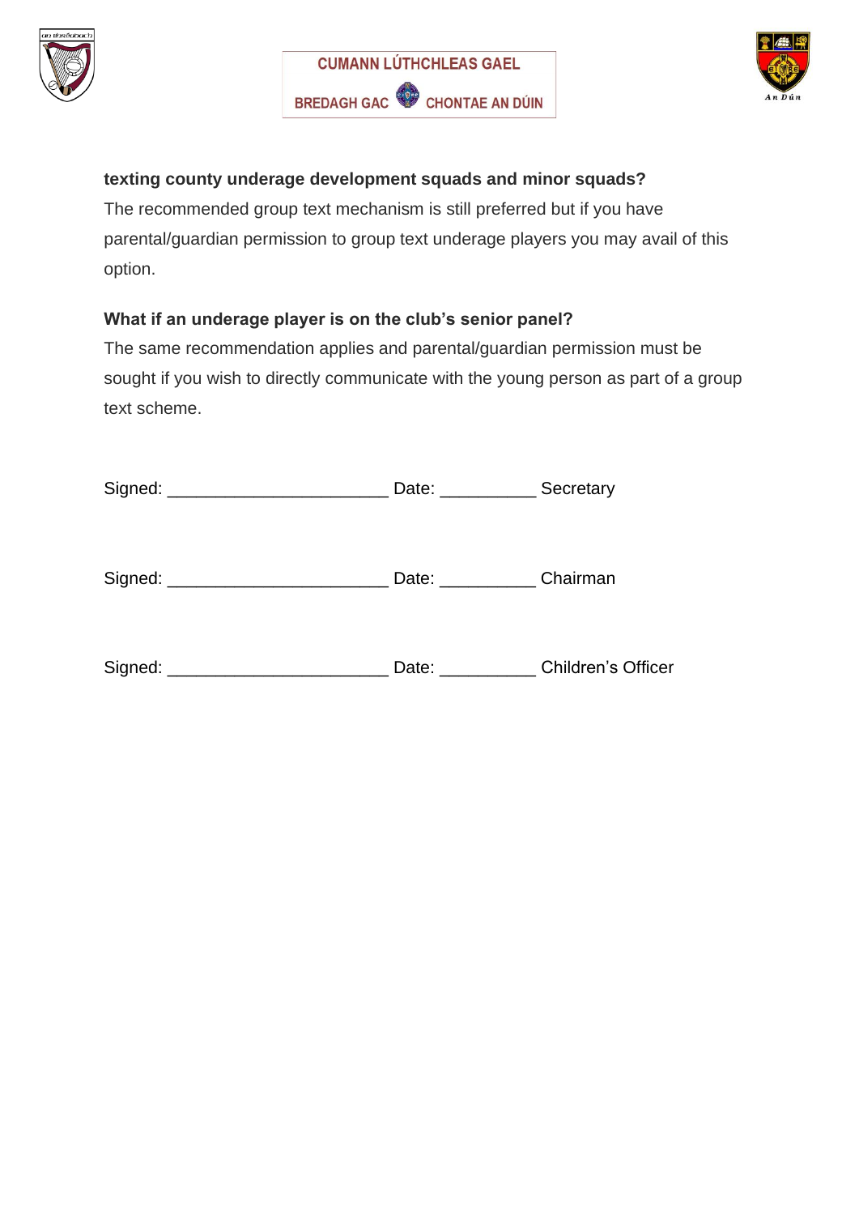**texting county underage development squads and minor squads?**

The recommended group text mechanism is still preferred but if you have parental/guardian permission to group text underage players you may avail of this option.

**What if an underage player is on the club's senior panel?**

The same recommendation applies and parental/guardian permission must be sought if you wish to directly communicate with the young person as part of a group text scheme.

Signed: ______________________ Date: __________ Secretary

Signed: ______________________ Date: __________ Chairman

Signed: ______________________ Date: __________ Children's Officer